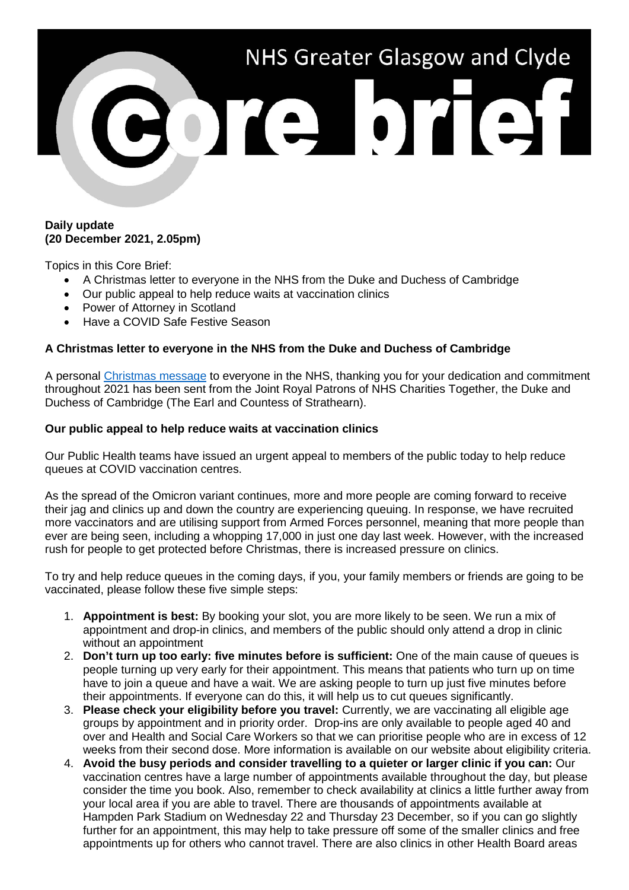# NHS Greater Glasgow and Clyde Core brief

**Daily update**
**(20 December 2021, 2.05pm)**

Topics in this Core Brief:

- A Christmas letter to everyone in the NHS from the Duke and Duchess of Cambridge
- Our public appeal to help reduce waits at vaccination clinics
- Power of Attorney in Scotland
- Have a COVID Safe Festive Season

**A Christmas letter to everyone in the NHS from the Duke and Duchess of Cambridge**

A personal Christmas message to everyone in the NHS, thanking you for your dedication and commitment throughout 2021 has been sent from the Joint Royal Patrons of NHS Charities Together, the Duke and Duchess of Cambridge (The Earl and Countess of Strathearn).

**Our public appeal to help reduce waits at vaccination clinics**

Our Public Health teams have issued an urgent appeal to members of the public today to help reduce queues at COVID vaccination centres.

As the spread of the Omicron variant continues, more and more people are coming forward to receive their jag and clinics up and down the country are experiencing queuing. In response, we have recruited more vaccinators and are utilising support from Armed Forces personnel, meaning that more people than ever are being seen, including a whopping 17,000 in just one day last week. However, with the increased rush for people to get protected before Christmas, there is increased pressure on clinics.

To try and help reduce queues in the coming days, if you, your family members or friends are going to be vaccinated, please follow these five simple steps:

1. **Appointment is best:** By booking your slot, you are more likely to be seen. We run a mix of appointment and drop-in clinics, and members of the public should only attend a drop in clinic without an appointment
2. **Don't turn up too early: five minutes before is sufficient:** One of the main cause of queues is people turning up very early for their appointment. This means that patients who turn up on time have to join a queue and have a wait. We are asking people to turn up just five minutes before their appointments. If everyone can do this, it will help us to cut queues significantly.
3. **Please check your eligibility before you travel:** Currently, we are vaccinating all eligible age groups by appointment and in priority order. Drop-ins are only available to people aged 40 and over and Health and Social Care Workers so that we can prioritise people who are in excess of 12 weeks from their second dose. More information is available on our website about eligibility criteria.
4. **Avoid the busy periods and consider travelling to a quieter or larger clinic if you can:** Our vaccination centres have a large number of appointments available throughout the day, but please consider the time you book. Also, remember to check availability at clinics a little further away from your local area if you are able to travel. There are thousands of appointments available at Hampden Park Stadium on Wednesday 22 and Thursday 23 December, so if you can go slightly further for an appointment, this may help to take pressure off some of the smaller clinics and free appointments up for others who cannot travel. There are also clinics in other Health Board areas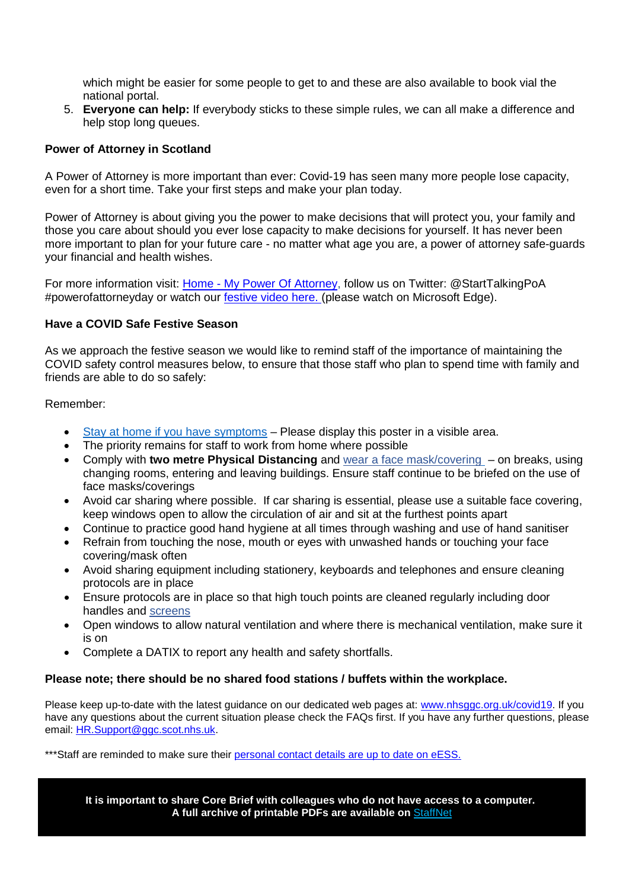which might be easier for some people to get to and these are also available to book vial the national portal.

5. **Everyone can help:** If everybody sticks to these simple rules, we can all make a difference and help stop long queues.

**Power of Attorney in Scotland**

A Power of Attorney is more important than ever: Covid-19 has seen many more people lose capacity, even for a short time. Take your first steps and make your plan today.

Power of Attorney is about giving you the power to make decisions that will protect you, your family and those you care about should you ever lose capacity to make decisions for yourself. It has never been more important to plan for your future care - no matter what age you are, a power of attorney safe-guards your financial and health wishes.

For more information visit: Home - My Power Of Attorney, follow us on Twitter: @StartTalkingPoA #powerofattorneyday or watch our festive video here. (please watch on Microsoft Edge).

**Have a COVID Safe Festive Season**

As we approach the festive season we would like to remind staff of the importance of maintaining the COVID safety control measures below, to ensure that those staff who plan to spend time with family and friends are able to do so safely:

Remember:

- Stay at home if you have symptoms – Please display this poster in a visible area.
- The priority remains for staff to work from home where possible
- Comply with **two metre Physical Distancing** and wear a face mask/covering – on breaks, using changing rooms, entering and leaving buildings. Ensure staff continue to be briefed on the use of face masks/coverings
- Avoid car sharing where possible. If car sharing is essential, please use a suitable face covering, keep windows open to allow the circulation of air and sit at the furthest points apart
- Continue to practice good hand hygiene at all times through washing and use of hand sanitiser
- Refrain from touching the nose, mouth or eyes with unwashed hands or touching your face covering/mask often
- Avoid sharing equipment including stationery, keyboards and telephones and ensure cleaning protocols are in place
- Ensure protocols are in place so that high touch points are cleaned regularly including door handles and screens
- Open windows to allow natural ventilation and where there is mechanical ventilation, make sure it is on
- Complete a DATIX to report any health and safety shortfalls.

**Please note; there should be no shared food stations / buffets within the workplace.**

Please keep up-to-date with the latest guidance on our dedicated web pages at: www.nhsggc.org.uk/covid19. If you have any questions about the current situation please check the FAQs first. If you have any further questions, please email: HR.Support@ggc.scot.nhs.uk.

***Staff are reminded to make sure their personal contact details are up to date on eESS.

**It is important to share Core Brief with colleagues who do not have access to a computer.**
**A full archive of printable PDFs are available on StaffNet**